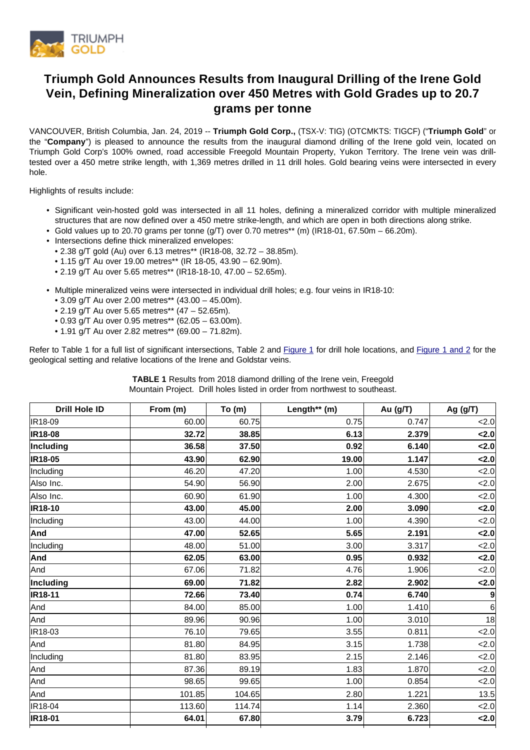# Triumph Gold Announces Results from Inaugural Drilling of the Irene Gold Vein, Defining Mineralization over 450 Metres with Gold Grades up to 20.7 grams per tonne

VANCOUVER, British Columbia, Jan. 24, 2019 -- **Triumph Gold Corp.,** (TSX-V: TIG) (OTCMKTS: TIGCF) ("**Triumph Gold**" or the "**Company**") is pleased to announce the results from the inaugural diamond drilling of the Irene gold vein, located on Triumph Gold Corp's 100% owned, road accessible Freegold Mountain Property, Yukon Territory. The Irene vein was drill-tested over a 450 metre strike length, with 1,369 metres drilled in 11 drill holes. Gold bearing veins were intersected in every hole.

Highlights of results include:

- Significant vein-hosted gold was intersected in all 11 holes, defining a mineralized corridor with multiple mineralized structures that are now defined over a 450 metre strike-length, and which are open in both directions along strike.
- Gold values up to 20.70 grams per tonne (g/T) over 0.70 metres** (m) (IR18-01, 67.50m – 66.20m).
- Intersections define thick mineralized envelopes:
  - 2.38 g/T gold (Au) over 6.13 metres** (IR18-08, 32.72 – 38.85m).
  - 1.15 g/T Au over 19.00 metres** (IR 18-05, 43.90 – 62.90m).
  - 2.19 g/T Au over 5.65 metres** (IR18-18-10, 47.00 – 52.65m).
- Multiple mineralized veins were intersected in individual drill holes; e.g. four veins in IR18-10:
  - 3.09 g/T Au over 2.00 metres** (43.00 – 45.00m).
  - 2.19 g/T Au over 5.65 metres** (47 – 52.65m).
  - 0.93 g/T Au over 0.95 metres** (62.05 – 63.00m).
  - 1.91 g/T Au over 2.82 metres** (69.00 – 71.82m).

Refer to Table 1 for a full list of significant intersections, Table 2 and Figure 1 for drill hole locations, and Figure 1 and 2 for the geological setting and relative locations of the Irene and Goldstar veins.

**TABLE 1** Results from 2018 diamond drilling of the Irene vein, Freegold Mountain Project. Drill holes listed in order from northwest to southeast.

| Drill Hole ID | From (m) | To (m) | Length** (m) | Au (g/T) | Ag (g/T) |
|---|---|---|---|---|---|
| IR18-09 | 60.00 | 60.75 | 0.75 | 0.747 | <2.0 |
| **IR18-08** | **32.72** | **38.85** | **6.13** | **2.379** | **<2.0** |
| **Including** | **36.58** | **37.50** | **0.92** | **6.140** | **<2.0** |
| **IR18-05** | **43.90** | **62.90** | **19.00** | **1.147** | **<2.0** |
| Including | 46.20 | 47.20 | 1.00 | 4.530 | <2.0 |
| Also Inc. | 54.90 | 56.90 | 2.00 | 2.675 | <2.0 |
| Also Inc. | 60.90 | 61.90 | 1.00 | 4.300 | <2.0 |
| **IR18-10** | **43.00** | **45.00** | **2.00** | **3.090** | **<2.0** |
| Including | 43.00 | 44.00 | 1.00 | 4.390 | <2.0 |
| **And** | **47.00** | **52.65** | **5.65** | **2.191** | **<2.0** |
| Including | 48.00 | 51.00 | 3.00 | 3.317 | <2.0 |
| **And** | **62.05** | **63.00** | **0.95** | **0.932** | **<2.0** |
| And | 67.06 | 71.82 | 4.76 | 1.906 | <2.0 |
| **Including** | **69.00** | **71.82** | **2.82** | **2.902** | **<2.0** |
| **IR18-11** | **72.66** | **73.40** | **0.74** | **6.740** | **9** |
| And | 84.00 | 85.00 | 1.00 | 1.410 | 6 |
| And | 89.96 | 90.96 | 1.00 | 3.010 | 18 |
| IR18-03 | 76.10 | 79.65 | 3.55 | 0.811 | <2.0 |
| And | 81.80 | 84.95 | 3.15 | 1.738 | <2.0 |
| Including | 81.80 | 83.95 | 2.15 | 2.146 | <2.0 |
| And | 87.36 | 89.19 | 1.83 | 1.870 | <2.0 |
| And | 98.65 | 99.65 | 1.00 | 0.854 | <2.0 |
| And | 101.85 | 104.65 | 2.80 | 1.221 | 13.5 |
| IR18-04 | 113.60 | 114.74 | 1.14 | 2.360 | <2.0 |
| **IR18-01** | **64.01** | **67.80** | **3.79** | **6.723** | **<2.0** |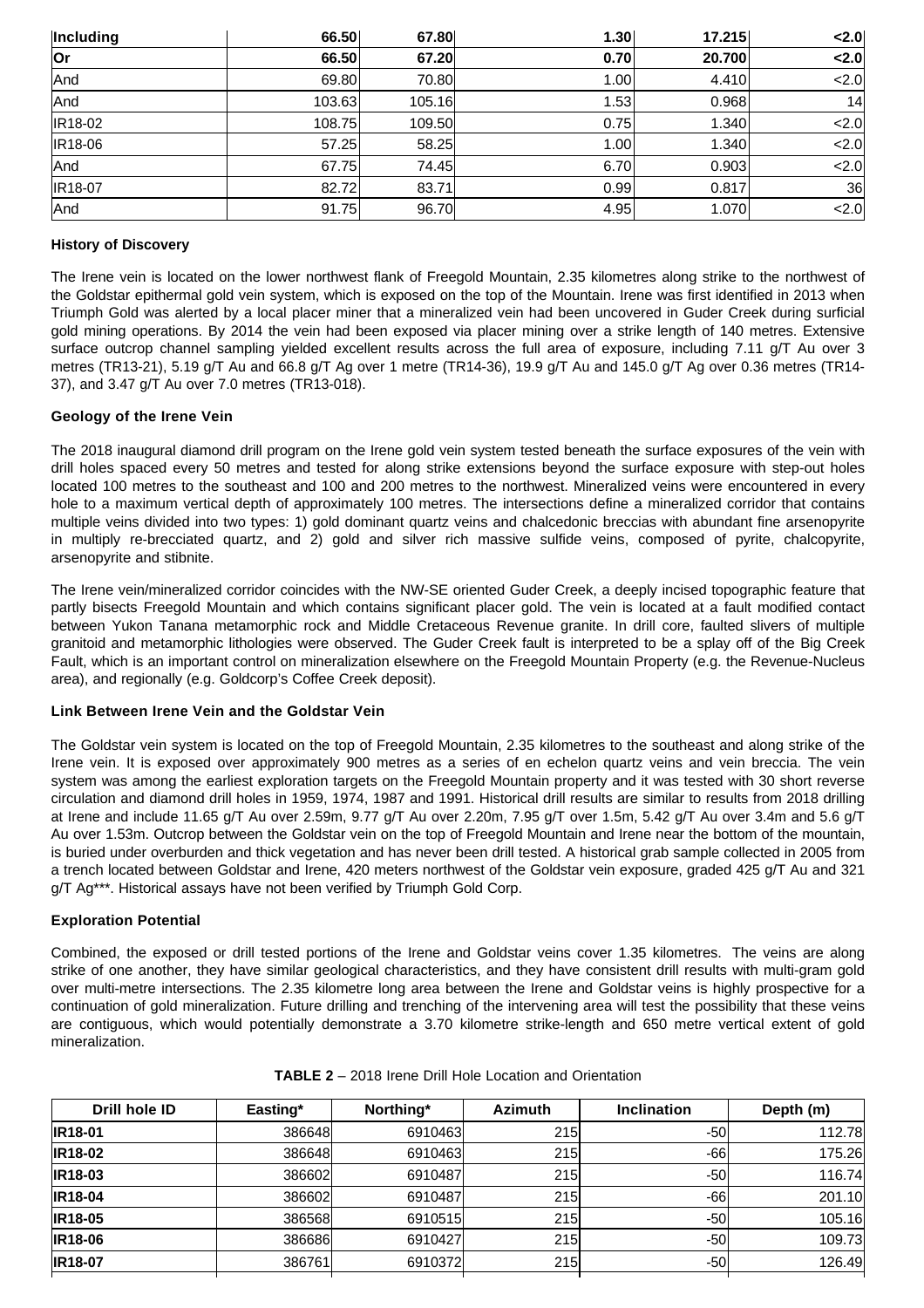| | | | | | |
|---|---|---|---|---|---|
| **Including** | **66.50** | **67.80** | **1.30** | **17.215** | **<2.0** |
| **Or** | **66.50** | **67.20** | **0.70** | **20.700** | **<2.0** |
| And | 69.80 | 70.80 | 1.00 | 4.410 | <2.0 |
| And | 103.63 | 105.16 | 1.53 | 0.968 | 14 |
| IR18-02 | 108.75 | 109.50 | 0.75 | 1.340 | <2.0 |
| IR18-06 | 57.25 | 58.25 | 1.00 | 1.340 | <2.0 |
| And | 67.75 | 74.45 | 6.70 | 0.903 | <2.0 |
| IR18-07 | 82.72 | 83.71 | 0.99 | 0.817 | 36 |
| And | 91.75 | 96.70 | 4.95 | 1.070 | <2.0 |

**History of Discovery**

The Irene vein is located on the lower northwest flank of Freegold Mountain, 2.35 kilometres along strike to the northwest of the Goldstar epithermal gold vein system, which is exposed on the top of the Mountain. Irene was first identified in 2013 when Triumph Gold was alerted by a local placer miner that a mineralized vein had been uncovered in Guder Creek during surficial gold mining operations. By 2014 the vein had been exposed via placer mining over a strike length of 140 metres. Extensive surface outcrop channel sampling yielded excellent results across the full area of exposure, including 7.11 g/T Au over 3 metres (TR13-21), 5.19 g/T Au and 66.8 g/T Ag over 1 metre (TR14-36), 19.9 g/T Au and 145.0 g/T Ag over 0.36 metres (TR14-37), and 3.47 g/T Au over 7.0 metres (TR13-018).

**Geology of the Irene Vein**

The 2018 inaugural diamond drill program on the Irene gold vein system tested beneath the surface exposures of the vein with drill holes spaced every 50 metres and tested for along strike extensions beyond the surface exposure with step-out holes located 100 metres to the southeast and 100 and 200 metres to the northwest. Mineralized veins were encountered in every hole to a maximum vertical depth of approximately 100 metres. The intersections define a mineralized corridor that contains multiple veins divided into two types: 1) gold dominant quartz veins and chalcedonic breccias with abundant fine arsenopyrite in multiply re-brecciated quartz, and 2) gold and silver rich massive sulfide veins, composed of pyrite, chalcopyrite, arsenopyrite and stibnite.

The Irene vein/mineralized corridor coincides with the NW-SE oriented Guder Creek, a deeply incised topographic feature that partly bisects Freegold Mountain and which contains significant placer gold. The vein is located at a fault modified contact between Yukon Tanana metamorphic rock and Middle Cretaceous Revenue granite. In drill core, faulted slivers of multiple granitoid and metamorphic lithologies were observed. The Guder Creek fault is interpreted to be a splay off of the Big Creek Fault, which is an important control on mineralization elsewhere on the Freegold Mountain Property (e.g. the Revenue-Nucleus area), and regionally (e.g. Goldcorp's Coffee Creek deposit).

**Link Between Irene Vein and the Goldstar Vein**

The Goldstar vein system is located on the top of Freegold Mountain, 2.35 kilometres to the southeast and along strike of the Irene vein. It is exposed over approximately 900 metres as a series of en echelon quartz veins and vein breccia. The vein system was among the earliest exploration targets on the Freegold Mountain property and it was tested with 30 short reverse circulation and diamond drill holes in 1959, 1974, 1987 and 1991. Historical drill results are similar to results from 2018 drilling at Irene and include 11.65 g/T Au over 2.59m, 9.77 g/T Au over 2.20m, 7.95 g/T over 1.5m, 5.42 g/T Au over 3.4m and 5.6 g/T Au over 1.53m. Outcrop between the Goldstar vein on the top of Freegold Mountain and Irene near the bottom of the mountain, is buried under overburden and thick vegetation and has never been drill tested. A historical grab sample collected in 2005 from a trench located between Goldstar and Irene, 420 meters northwest of the Goldstar vein exposure, graded 425 g/T Au and 321 g/T Ag***. Historical assays have not been verified by Triumph Gold Corp.

**Exploration Potential**

Combined, the exposed or drill tested portions of the Irene and Goldstar veins cover 1.35 kilometres. The veins are along strike of one another, they have similar geological characteristics, and they have consistent drill results with multi-gram gold over multi-metre intersections. The 2.35 kilometre long area between the Irene and Goldstar veins is highly prospective for a continuation of gold mineralization. Future drilling and trenching of the intervening area will test the possibility that these veins are contiguous, which would potentially demonstrate a 3.70 kilometre strike-length and 650 metre vertical extent of gold mineralization.

**TABLE 2** – 2018 Irene Drill Hole Location and Orientation

| Drill hole ID | Easting* | Northing* | Azimuth | Inclination | Depth (m) |
|---|---|---|---|---|---|
| **IR18-01** | 386648 | 6910463 | 215 | -50 | 112.78 |
| **IR18-02** | 386648 | 6910463 | 215 | -66 | 175.26 |
| **IR18-03** | 386602 | 6910487 | 215 | -50 | 116.74 |
| **IR18-04** | 386602 | 6910487 | 215 | -66 | 201.10 |
| **IR18-05** | 386568 | 6910515 | 215 | -50 | 105.16 |
| **IR18-06** | 386686 | 6910427 | 215 | -50 | 109.73 |
| **IR18-07** | 386761 | 6910372 | 215 | -50 | 126.49 |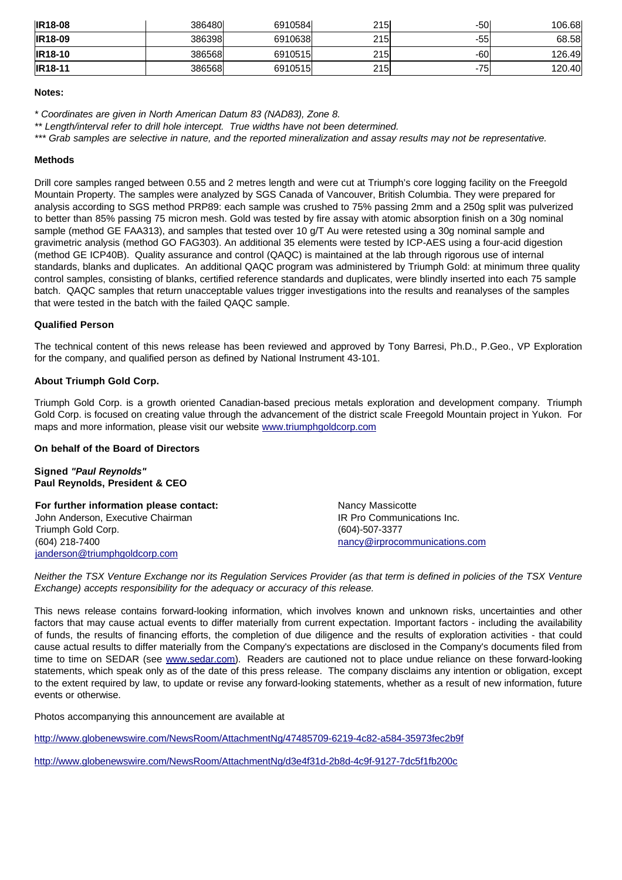| | | | | | |
|---|---|---|---|---|---|
| **IR18-08** | 386480 | 6910584 | 215 | -50 | 106.68 |
| **IR18-09** | 386398 | 6910638 | 215 | -55 | 68.58 |
| **IR18-10** | 386568 | 6910515 | 215 | -60 | 126.49 |
| **IR18-11** | 386568 | 6910515 | 215 | -75 | 120.40 |

**Notes:**

*\* Coordinates are given in North American Datum 83 (NAD83), Zone 8.*

*\*\* Length/interval refer to drill hole intercept. True widths have not been determined.*

*\*\*\* Grab samples are selective in nature, and the reported mineralization and assay results may not be representative.*

**Methods**

Drill core samples ranged between 0.55 and 2 metres length and were cut at Triumph's core logging facility on the Freegold Mountain Property. The samples were analyzed by SGS Canada of Vancouver, British Columbia. They were prepared for analysis according to SGS method PRP89: each sample was crushed to 75% passing 2mm and a 250g split was pulverized to better than 85% passing 75 micron mesh. Gold was tested by fire assay with atomic absorption finish on a 30g nominal sample (method GE FAA313), and samples that tested over 10 g/T Au were retested using a 30g nominal sample and gravimetric analysis (method GO FAG303). An additional 35 elements were tested by ICP-AES using a four-acid digestion (method GE ICP40B). Quality assurance and control (QAQC) is maintained at the lab through rigorous use of internal standards, blanks and duplicates. An additional QAQC program was administered by Triumph Gold: at minimum three quality control samples, consisting of blanks, certified reference standards and duplicates, were blindly inserted into each 75 sample batch. QAQC samples that return unacceptable values trigger investigations into the results and reanalyses of the samples that were tested in the batch with the failed QAQC sample.

**Qualified Person**

The technical content of this news release has been reviewed and approved by Tony Barresi, Ph.D., P.Geo., VP Exploration for the company, and qualified person as defined by National Instrument 43-101.

**About Triumph Gold Corp.**

Triumph Gold Corp. is a growth oriented Canadian-based precious metals exploration and development company. Triumph Gold Corp. is focused on creating value through the advancement of the district scale Freegold Mountain project in Yukon. For maps and more information, please visit our website www.triumphgoldcorp.com

**On behalf of the Board of Directors**

**Signed *"Paul Reynolds"***
**Paul Reynolds, President & CEO**

**For further information please contact:**
John Anderson, Executive Chairman
Triumph Gold Corp.
(604) 218-7400
janderson@triumphgoldcorp.com

Nancy Massicotte
IR Pro Communications Inc.
(604)-507-3377
nancy@irprocommunications.com

*Neither the TSX Venture Exchange nor its Regulation Services Provider (as that term is defined in policies of the TSX Venture Exchange) accepts responsibility for the adequacy or accuracy of this release.*

This news release contains forward-looking information, which involves known and unknown risks, uncertainties and other factors that may cause actual events to differ materially from current expectation. Important factors - including the availability of funds, the results of financing efforts, the completion of due diligence and the results of exploration activities - that could cause actual results to differ materially from the Company's expectations are disclosed in the Company's documents filed from time to time on SEDAR (see www.sedar.com). Readers are cautioned not to place undue reliance on these forward-looking statements, which speak only as of the date of this press release. The company disclaims any intention or obligation, except to the extent required by law, to update or revise any forward-looking statements, whether as a result of new information, future events or otherwise.

Photos accompanying this announcement are available at

http://www.globenewswire.com/NewsRoom/AttachmentNg/47485709-6219-4c82-a584-35973fec2b9f

http://www.globenewswire.com/NewsRoom/AttachmentNg/d3e4f31d-2b8d-4c9f-9127-7dc5f1fb200c